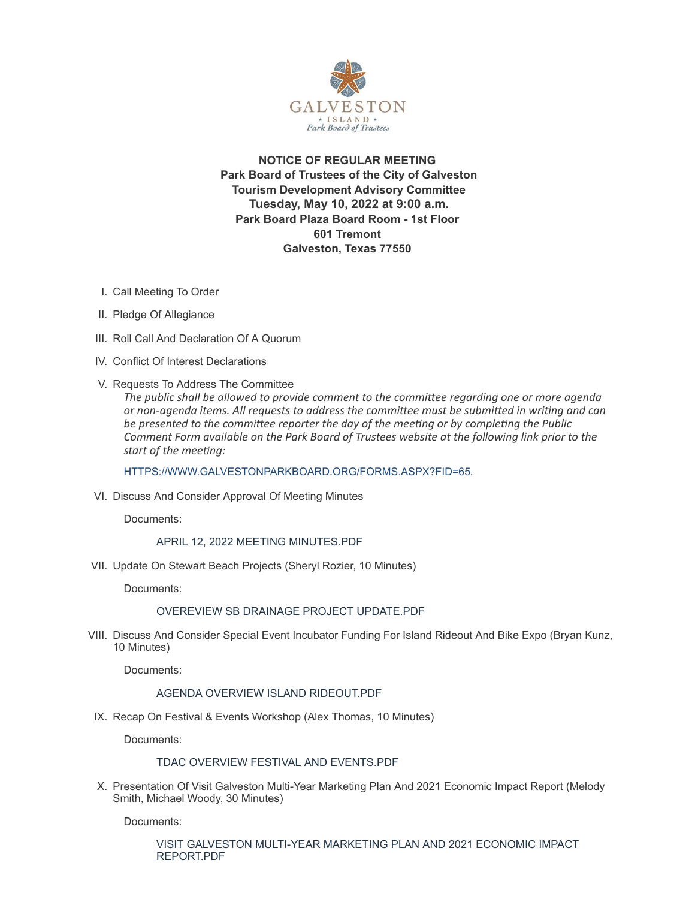**NOTICE OF REGULAR MEETING**
**Park Board of Trustees of the City of Galveston**
**Tourism Development Advisory Committee**
**Tuesday, May 10, 2022 at 9:00 a.m.**
**Park Board Plaza Board Room - 1st Floor**
**601 Tremont**
**Galveston, Texas 77550**

I. Call Meeting To Order

II. Pledge Of Allegiance

III. Roll Call And Declaration Of A Quorum

IV. Conflict Of Interest Declarations

V. Requests To Address The Committee

*The public shall be allowed to provide comment to the committee regarding one or more agenda or non-agenda items. All requests to address the committee must be submitted in writing and can be presented to the committee reporter the day of the meeting or by completing the Public Comment Form available on the Park Board of Trustees website at the following link prior to the start of the meeting:*

HTTPS://WWW.GALVESTONPARKBOARD.ORG/FORMS.ASPX?FID=65.

VI. Discuss And Consider Approval Of Meeting Minutes

Documents:

APRIL 12, 2022 MEETING MINUTES.PDF

VII. Update On Stewart Beach Projects (Sheryl Rozier, 10 Minutes)

Documents:

OVEREVIEW SB DRAINAGE PROJECT UPDATE.PDF

VIII. Discuss And Consider Special Event Incubator Funding For Island Rideout And Bike Expo (Bryan Kunz, 10 Minutes)

Documents:

AGENDA OVERVIEW ISLAND RIDEOUT.PDF

IX. Recap On Festival & Events Workshop (Alex Thomas, 10 Minutes)

Documents:

TDAC OVERVIEW FESTIVAL AND EVENTS.PDF

X. Presentation Of Visit Galveston Multi-Year Marketing Plan And 2021 Economic Impact Report (Melody Smith, Michael Woody, 30 Minutes)

Documents:

VISIT GALVESTON MULTI-YEAR MARKETING PLAN AND 2021 ECONOMIC IMPACT REPORT.PDF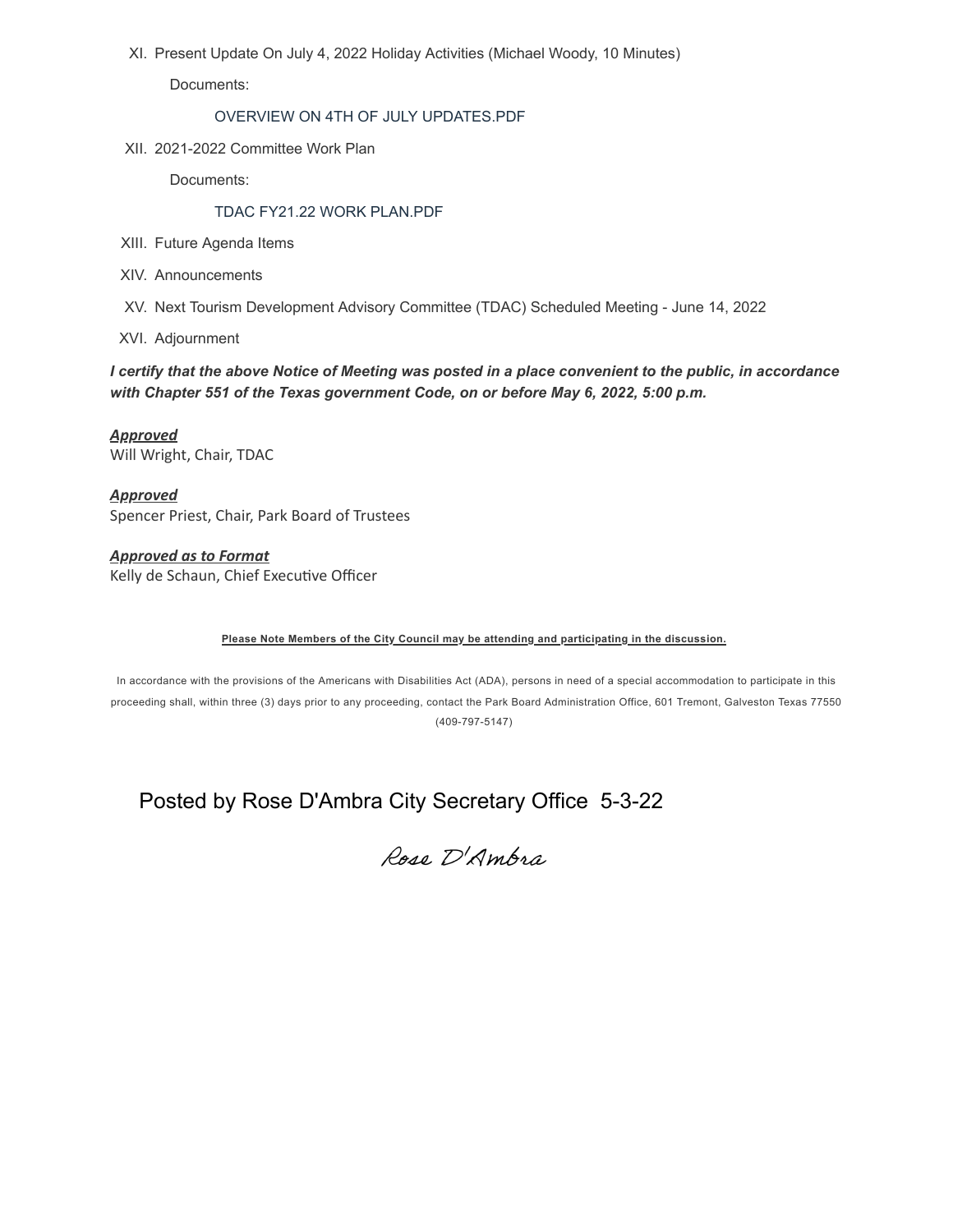XI. Present Update On July 4, 2022 Holiday Activities (Michael Woody, 10 Minutes)

Documents:

OVERVIEW ON 4TH OF JULY UPDATES.PDF

XII. 2021-2022 Committee Work Plan

Documents:

TDAC FY21.22 WORK PLAN.PDF

XIII. Future Agenda Items

XIV. Announcements

XV. Next Tourism Development Advisory Committee (TDAC) Scheduled Meeting - June 14, 2022

XVI. Adjournment

***I certify that the above Notice of Meeting was posted in a place convenient to the public, in accordance with Chapter 551 of the Texas government Code, on or before May 6, 2022, 5:00 p.m.***

***Approved***
Will Wright, Chair, TDAC

***Approved***
Spencer Priest, Chair, Park Board of Trustees

***Approved as to Format***
Kelly de Schaun, Chief Executive Officer

**Please Note Members of the City Council may be attending and participating in the discussion.**

In accordance with the provisions of the Americans with Disabilities Act (ADA), persons in need of a special accommodation to participate in this proceeding shall, within three (3) days prior to any proceeding, contact the Park Board Administration Office, 601 Tremont, Galveston Texas 77550 (409-797-5147)

Posted by Rose D'Ambra City Secretary Office 5-3-22

Rose D'Ambra